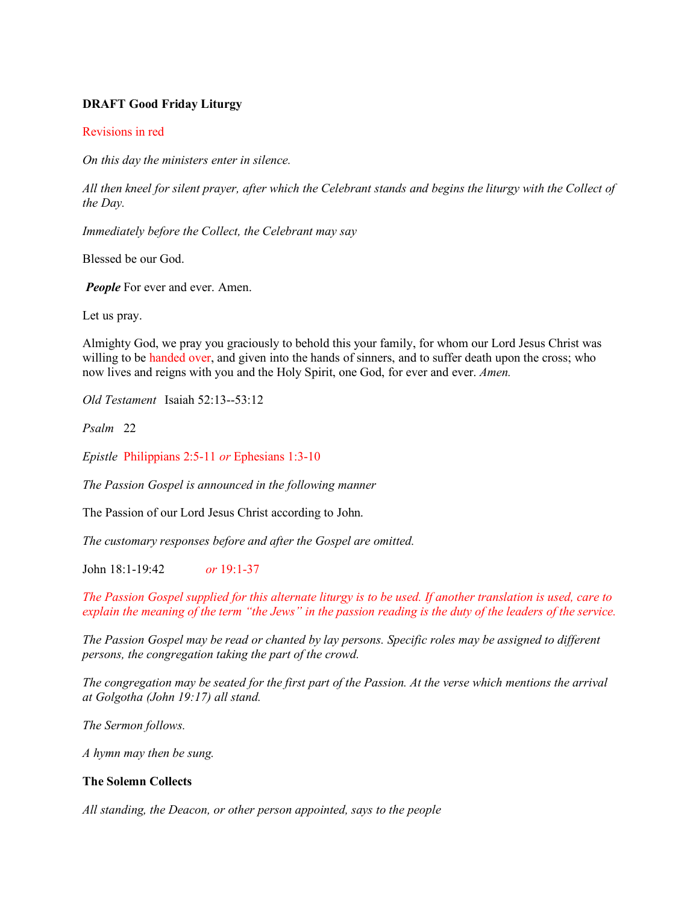**DRAFT Good Friday Liturgy**

Revisions in red

*On this day the ministers enter in silence.*

*All then kneel for silent prayer, after which the Celebrant stands and begins the liturgy with the Collect of the Day.*

*Immediately before the Collect, the Celebrant may say*

Blessed be our God.

***People*** For ever and ever. Amen.

Let us pray.

Almighty God, we pray you graciously to behold this your family, for whom our Lord Jesus Christ was willing to be handed over, and given into the hands of sinners, and to suffer death upon the cross; who now lives and reigns with you and the Holy Spirit, one God, for ever and ever. *Amen.*

*Old Testament* Isaiah 52:13--53:12

*Psalm* 22

*Epistle* Philippians 2:5-11 *or* Ephesians 1:3-10

*The Passion Gospel is announced in the following manner*

The Passion of our Lord Jesus Christ according to John.

*The customary responses before and after the Gospel are omitted.*

John 18:1-19:42 *or* 19:1-37

*The Passion Gospel supplied for this alternate liturgy is to be used. If another translation is used, care to explain the meaning of the term "the Jews" in the passion reading is the duty of the leaders of the service.*

*The Passion Gospel may be read or chanted by lay persons. Specific roles may be assigned to different persons, the congregation taking the part of the crowd.*

*The congregation may be seated for the first part of the Passion. At the verse which mentions the arrival at Golgotha (John 19:17) all stand.*

*The Sermon follows.*

*A hymn may then be sung.*

**The Solemn Collects**

*All standing, the Deacon, or other person appointed, says to the people*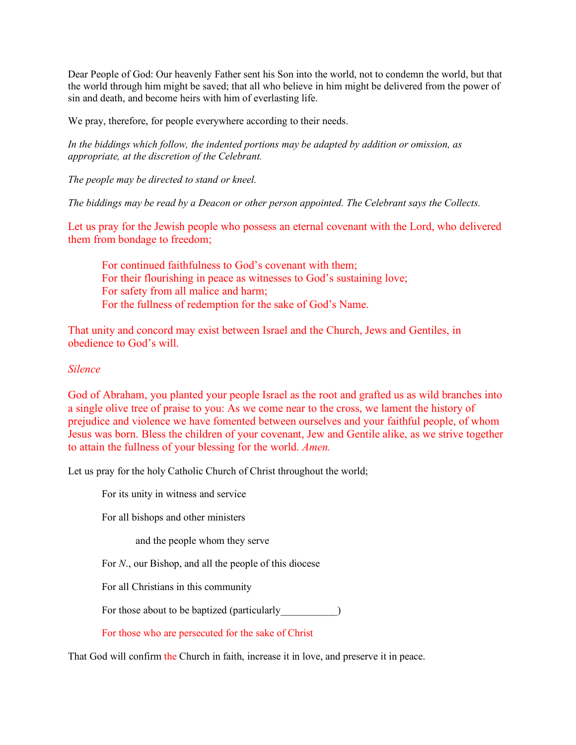Dear People of God: Our heavenly Father sent his Son into the world, not to condemn the world, but that the world through him might be saved; that all who believe in him might be delivered from the power of sin and death, and become heirs with him of everlasting life.

We pray, therefore, for people everywhere according to their needs.

*In the biddings which follow, the indented portions may be adapted by addition or omission, as appropriate, at the discretion of the Celebrant.*

*The people may be directed to stand or kneel.*

*The biddings may be read by a Deacon or other person appointed. The Celebrant says the Collects.*

Let us pray for the Jewish people who possess an eternal covenant with the Lord, who delivered them from bondage to freedom;

> For continued faithfulness to God's covenant with them;
> For their flourishing in peace as witnesses to God's sustaining love;
> For safety from all malice and harm;
> For the fullness of redemption for the sake of God's Name.

That unity and concord may exist between Israel and the Church, Jews and Gentiles, in obedience to God's will.

*Silence*

God of Abraham, you planted your people Israel as the root and grafted us as wild branches into a single olive tree of praise to you: As we come near to the cross, we lament the history of prejudice and violence we have fomented between ourselves and your faithful people, of whom Jesus was born. Bless the children of your covenant, Jew and Gentile alike, as we strive together to attain the fullness of your blessing for the world. *Amen.*

Let us pray for the holy Catholic Church of Christ throughout the world;

> For its unity in witness and service
>
> For all bishops and other ministers
>
> > and the people whom they serve
>
> For *N*., our Bishop, and all the people of this diocese
>
> For all Christians in this community
>
> For those about to be baptized (particularly___________)
>
> For those who are persecuted for the sake of Christ

That God will confirm the Church in faith, increase it in love, and preserve it in peace.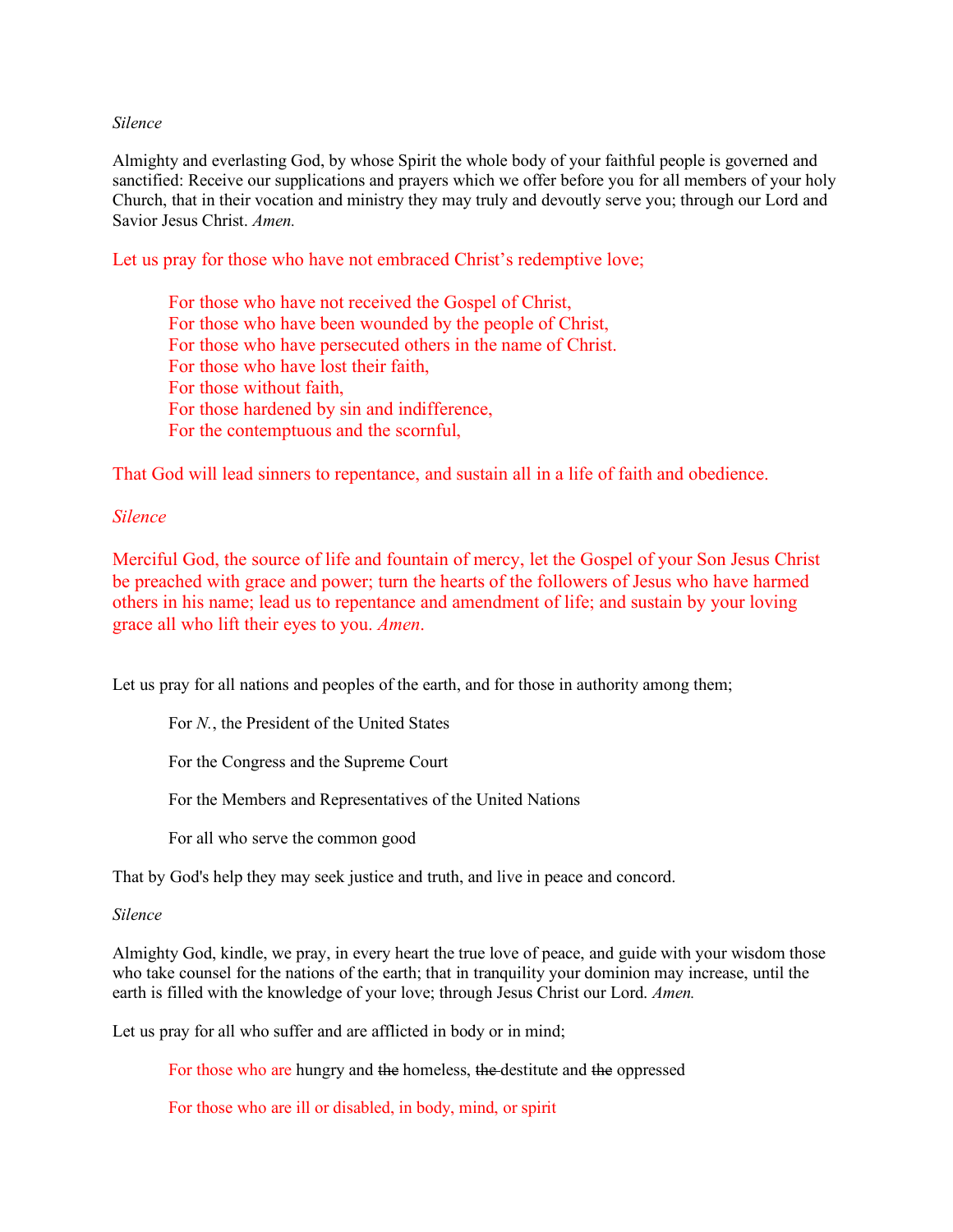*Silence*

Almighty and everlasting God, by whose Spirit the whole body of your faithful people is governed and sanctified: Receive our supplications and prayers which we offer before you for all members of your holy Church, that in their vocation and ministry they may truly and devoutly serve you; through our Lord and Savior Jesus Christ. *Amen.*

Let us pray for those who have not embraced Christ's redemptive love;

> For those who have not received the Gospel of Christ,
> For those who have been wounded by the people of Christ,
> For those who have persecuted others in the name of Christ.
> For those who have lost their faith,
> For those without faith,
> For those hardened by sin and indifference,
> For the contemptuous and the scornful,

That God will lead sinners to repentance, and sustain all in a life of faith and obedience.

*Silence*

Merciful God, the source of life and fountain of mercy, let the Gospel of your Son Jesus Christ be preached with grace and power; turn the hearts of the followers of Jesus who have harmed others in his name; lead us to repentance and amendment of life; and sustain by your loving grace all who lift their eyes to you. *Amen*.

Let us pray for all nations and peoples of the earth, and for those in authority among them;

> For *N.*, the President of the United States
>
> For the Congress and the Supreme Court
>
> For the Members and Representatives of the United Nations
>
> For all who serve the common good

That by God's help they may seek justice and truth, and live in peace and concord.

*Silence*

Almighty God, kindle, we pray, in every heart the true love of peace, and guide with your wisdom those who take counsel for the nations of the earth; that in tranquility your dominion may increase, until the earth is filled with the knowledge of your love; through Jesus Christ our Lord. *Amen.*

Let us pray for all who suffer and are afflicted in body or in mind;

> For those who are hungry and ~~the~~ homeless, ~~the~~ destitute and ~~the~~ oppressed
>
> For those who are ill or disabled, in body, mind, or spirit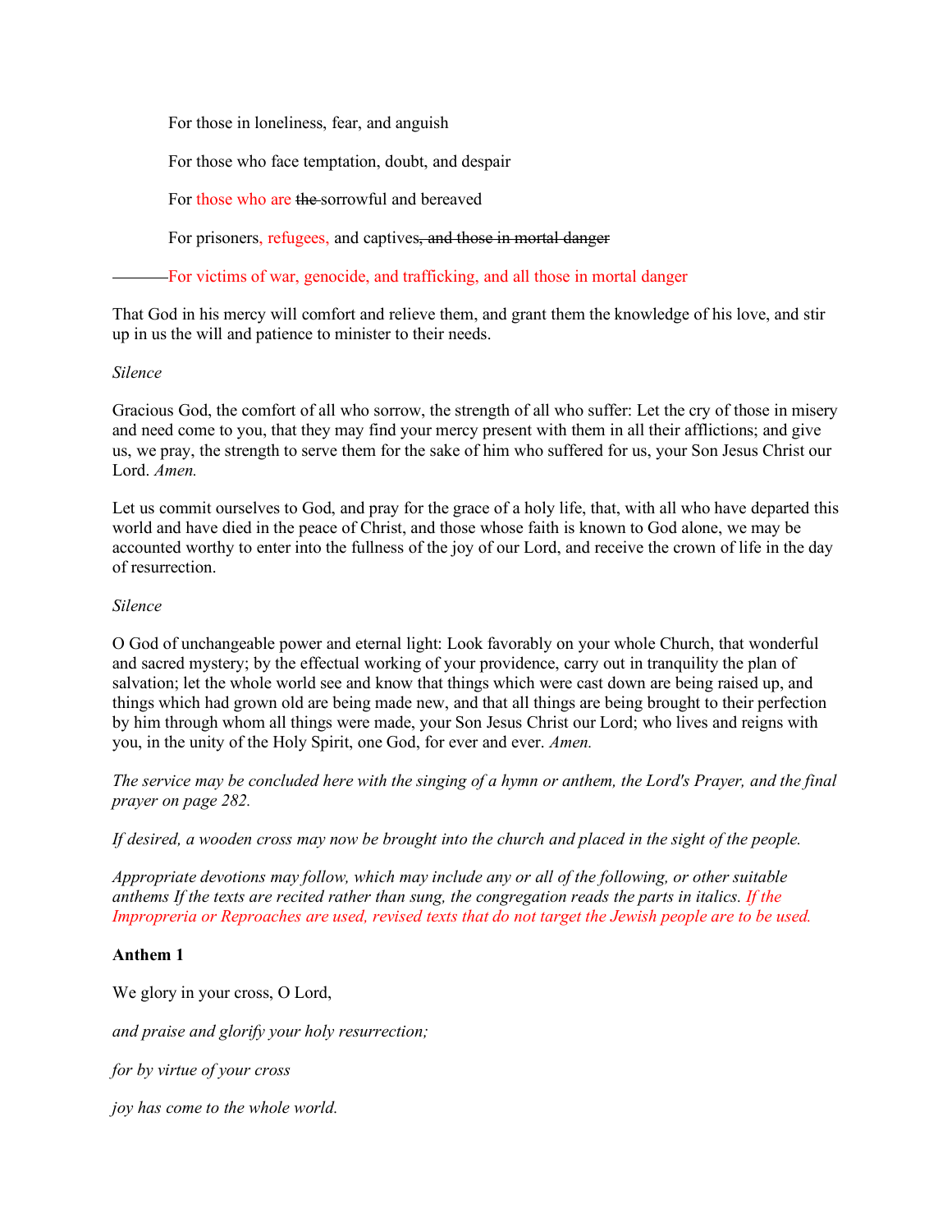For those in loneliness, fear, and anguish

For those who face temptation, doubt, and despair

For those who are ~~the~~ sorrowful and bereaved

For prisoners, refugees, and captives~~, and those in mortal danger~~

For victims of war, genocide, and trafficking, and all those in mortal danger

That God in his mercy will comfort and relieve them, and grant them the knowledge of his love, and stir up in us the will and patience to minister to their needs.

*Silence*

Gracious God, the comfort of all who sorrow, the strength of all who suffer: Let the cry of those in misery and need come to you, that they may find your mercy present with them in all their afflictions; and give us, we pray, the strength to serve them for the sake of him who suffered for us, your Son Jesus Christ our Lord. *Amen.*

Let us commit ourselves to God, and pray for the grace of a holy life, that, with all who have departed this world and have died in the peace of Christ, and those whose faith is known to God alone, we may be accounted worthy to enter into the fullness of the joy of our Lord, and receive the crown of life in the day of resurrection.

*Silence*

O God of unchangeable power and eternal light: Look favorably on your whole Church, that wonderful and sacred mystery; by the effectual working of your providence, carry out in tranquility the plan of salvation; let the whole world see and know that things which were cast down are being raised up, and things which had grown old are being made new, and that all things are being brought to their perfection by him through whom all things were made, your Son Jesus Christ our Lord; who lives and reigns with you, in the unity of the Holy Spirit, one God, for ever and ever. *Amen.*

*The service may be concluded here with the singing of a hymn or anthem, the Lord's Prayer, and the final prayer on page 282.*

*If desired, a wooden cross may now be brought into the church and placed in the sight of the people.*

*Appropriate devotions may follow, which may include any or all of the following, or other suitable anthems If the texts are recited rather than sung, the congregation reads the parts in italics. If the Impropreria or Reproaches are used, revised texts that do not target the Jewish people are to be used.*

**Anthem 1**

We glory in your cross, O Lord,

*and praise and glorify your holy resurrection;*

*for by virtue of your cross*

*joy has come to the whole world.*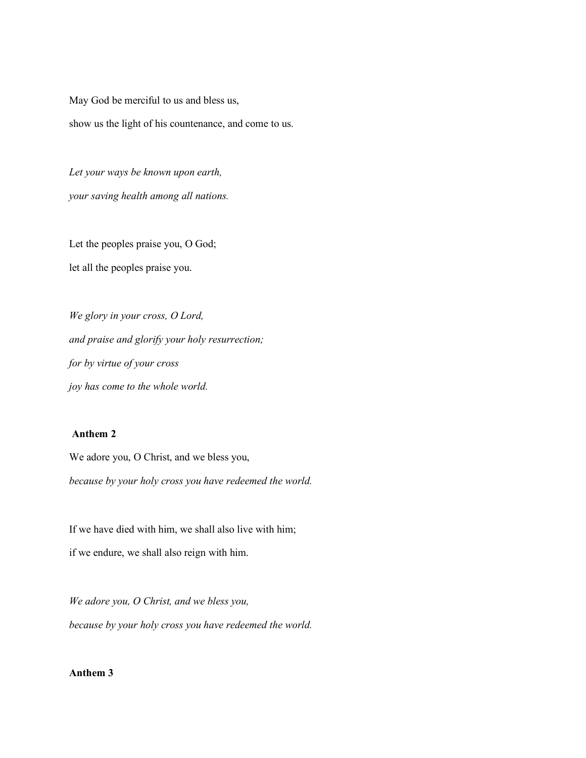May God be merciful to us and bless us,
show us the light of his countenance, and come to us.

*Let your ways be known upon earth,*
*your saving health among all nations.*

Let the peoples praise you, O God;
let all the peoples praise you.

*We glory in your cross, O Lord,*
*and praise and glorify your holy resurrection;*
*for by virtue of your cross*
*joy has come to the whole world.*

**Anthem 2**

We adore you, O Christ, and we bless you,
*because by your holy cross you have redeemed the world.*

If we have died with him, we shall also live with him;
if we endure, we shall also reign with him.

*We adore you, O Christ, and we bless you,*
*because by your holy cross you have redeemed the world.*

**Anthem 3**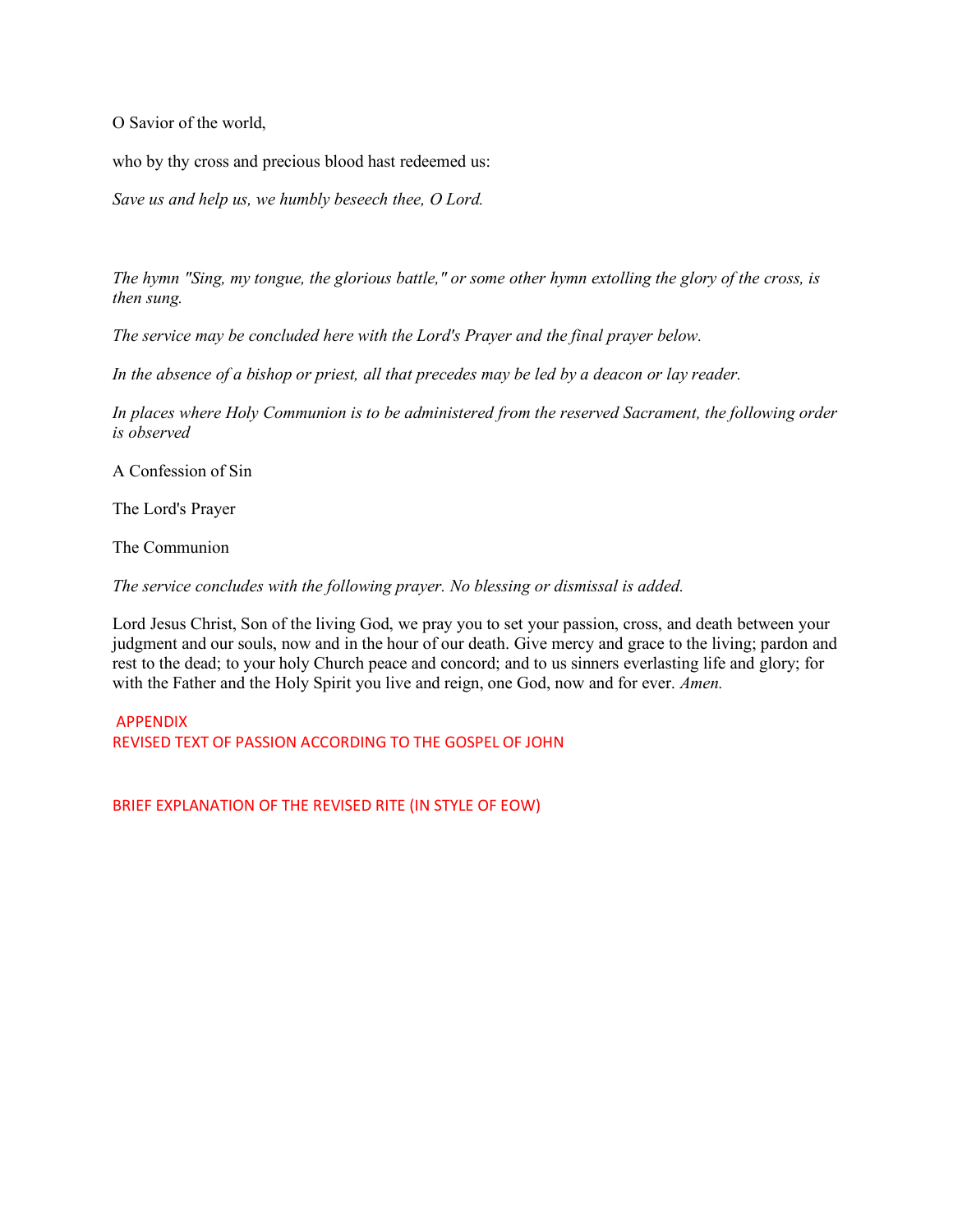O Savior of the world,

who by thy cross and precious blood hast redeemed us:

*Save us and help us, we humbly beseech thee, O Lord.*

*The hymn "Sing, my tongue, the glorious battle," or some other hymn extolling the glory of the cross, is then sung.*

*The service may be concluded here with the Lord's Prayer and the final prayer below.*

*In the absence of a bishop or priest, all that precedes may be led by a deacon or lay reader.*

*In places where Holy Communion is to be administered from the reserved Sacrament, the following order is observed*

A Confession of Sin

The Lord's Prayer

The Communion

*The service concludes with the following prayer. No blessing or dismissal is added.*

Lord Jesus Christ, Son of the living God, we pray you to set your passion, cross, and death between your judgment and our souls, now and in the hour of our death. Give mercy and grace to the living; pardon and rest to the dead; to your holy Church peace and concord; and to us sinners everlasting life and glory; for with the Father and the Holy Spirit you live and reign, one God, now and for ever. *Amen.*

APPENDIX

REVISED TEXT OF PASSION ACCORDING TO THE GOSPEL OF JOHN

BRIEF EXPLANATION OF THE REVISED RITE (IN STYLE OF EOW)